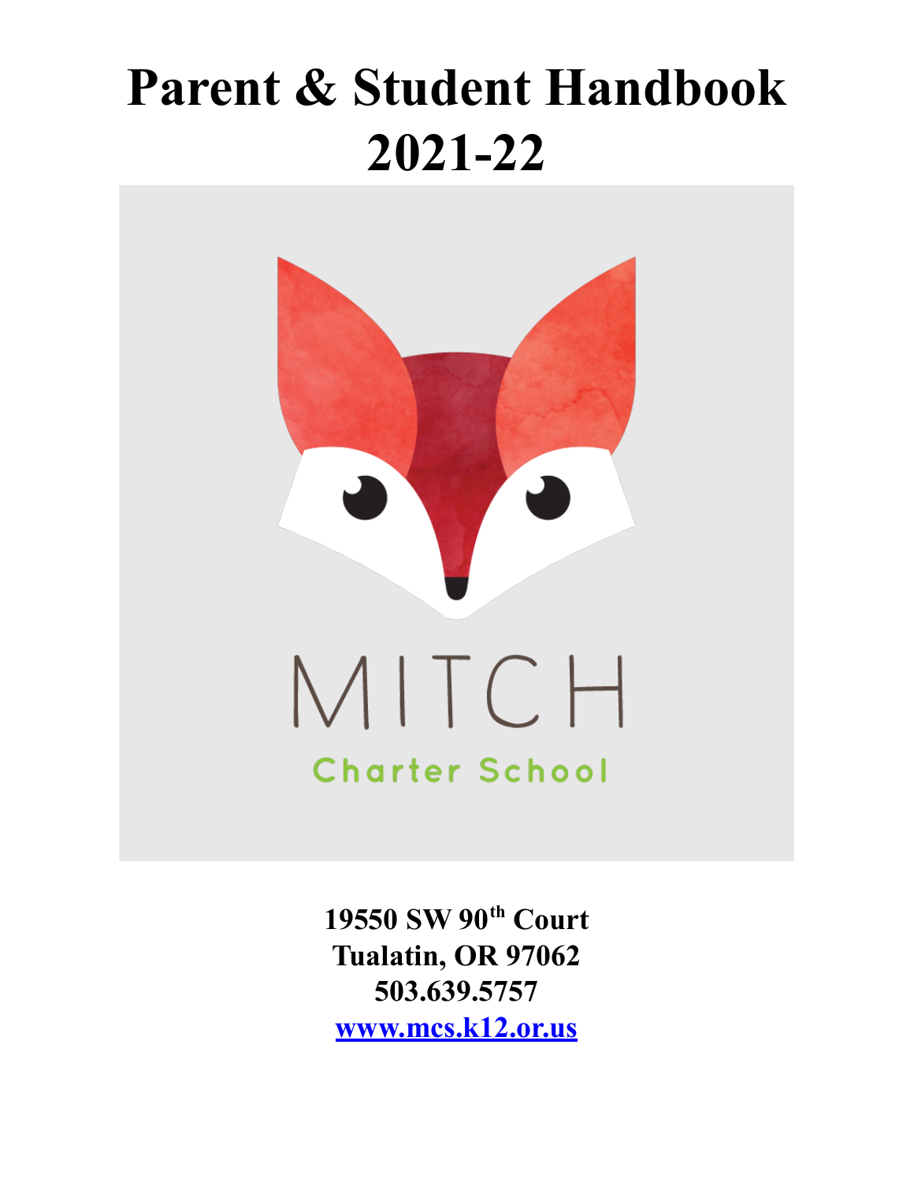# Parent & Student Handbook 2021-22

MITCH

Charter School

**19550 SW 90th Court**
**Tualatin, OR 97062**
**503.639.5757**
**[www.mcs.k12.or.us](http://www.mcs.k12.or.us)**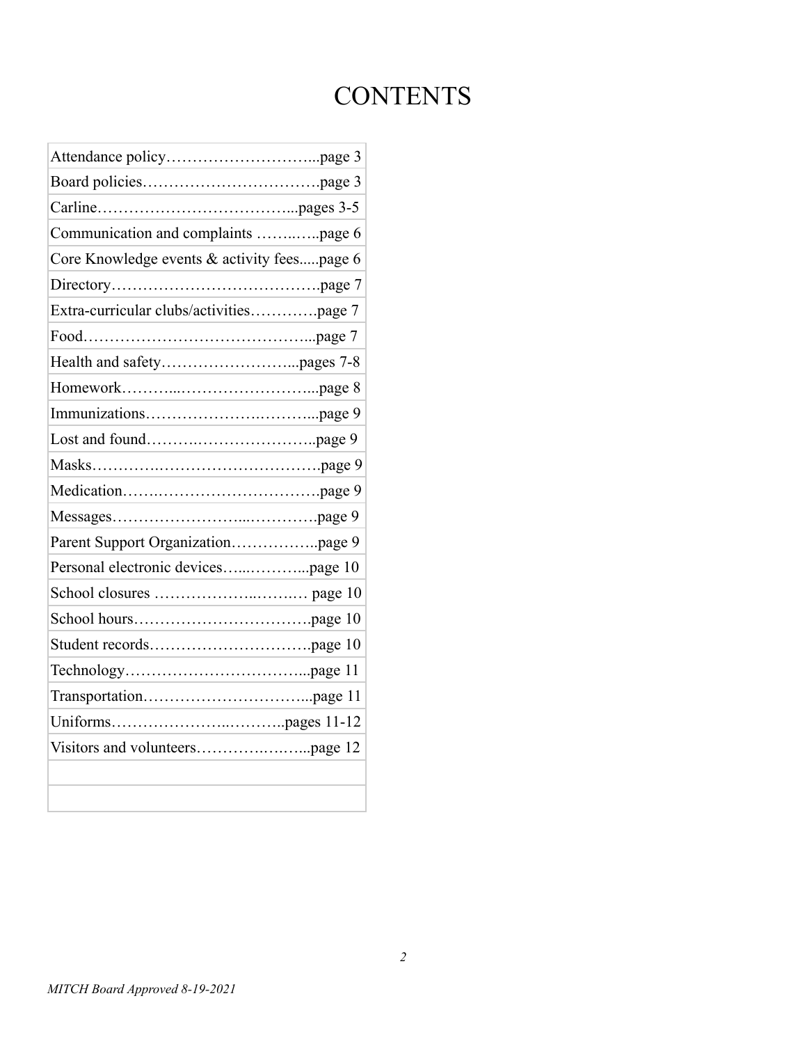# CONTENTS

| |
|---|
| Attendance policy………………………...page 3 |
| Board policies…………….……………….page 3 |
| Carline………………………………...pages 3-5 |
| Communication and complaints ……..…..page 6 |
| Core Knowledge events & activity fees.....page 6 |
| Directory………………….……………….page 7 |
| Extra-curricular clubs/activities………….page 7 |
| Food……………………………………...page 7 |
| Health and safety……………………...pages 7-8 |
| Homework………...……………………...page 8 |
| Immunizations…………………….……...page 9 |
| Lost and found……….…………………..page 9 |
| Masks……….…………………………….page 9 |
| Medication…….………………………….page 9 |
| Messages……………………...………….page 9 |
| Parent Support Organization……………..page 9 |
| Personal electronic devices…...………...page 10 |
| School closures ……………….….….… page 10 |
| School hours…………………………….page 10 |
| Student records………………………….page 10 |
| Technology……………………………...page 11 |
| Transportation…………………………...page 11 |
| Uniforms………………..………..pages 11-12 |
| Visitors and volunteers……….….…...page 12 |
| |
| |

*MITCH Board Approved 8-19-2021*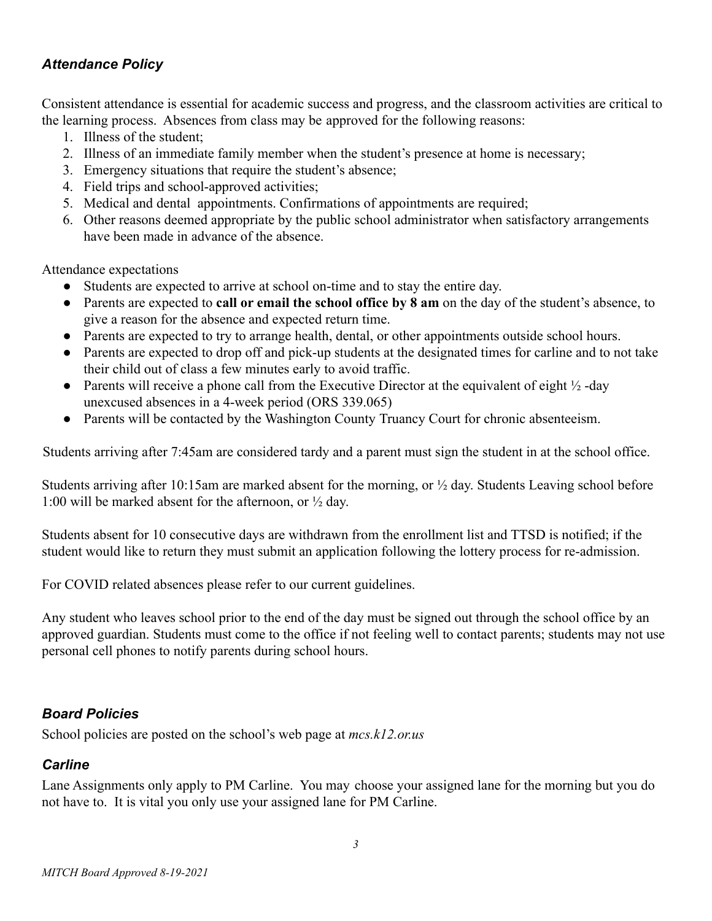### *Attendance Policy*

Consistent attendance is essential for academic success and progress, and the classroom activities are critical to the learning process. Absences from class may be approved for the following reasons:

1. Illness of the student;
2. Illness of an immediate family member when the student's presence at home is necessary;
3. Emergency situations that require the student's absence;
4. Field trips and school-approved activities;
5. Medical and dental appointments. Confirmations of appointments are required;
6. Other reasons deemed appropriate by the public school administrator when satisfactory arrangements have been made in advance of the absence.

Attendance expectations

- Students are expected to arrive at school on-time and to stay the entire day.
- Parents are expected to **call or email the school office by 8 am** on the day of the student's absence, to give a reason for the absence and expected return time.
- Parents are expected to try to arrange health, dental, or other appointments outside school hours.
- Parents are expected to drop off and pick-up students at the designated times for carline and to not take their child out of class a few minutes early to avoid traffic.
- Parents will receive a phone call from the Executive Director at the equivalent of eight ½ -day unexcused absences in a 4-week period (ORS 339.065)
- Parents will be contacted by the Washington County Truancy Court for chronic absenteeism.

Students arriving after 7:45am are considered tardy and a parent must sign the student in at the school office.

Students arriving after 10:15am are marked absent for the morning, or ½ day. Students Leaving school before 1:00 will be marked absent for the afternoon, or ½ day.

Students absent for 10 consecutive days are withdrawn from the enrollment list and TTSD is notified; if the student would like to return they must submit an application following the lottery process for re-admission.

For COVID related absences please refer to our current guidelines.

Any student who leaves school prior to the end of the day must be signed out through the school office by an approved guardian. Students must come to the office if not feeling well to contact parents; students may not use personal cell phones to notify parents during school hours.

### *Board Policies*

School policies are posted on the school's web page at *mcs.k12.or.us*

### *Carline*

Lane Assignments only apply to PM Carline. You may choose your assigned lane for the morning but you do not have to. It is vital you only use your assigned lane for PM Carline.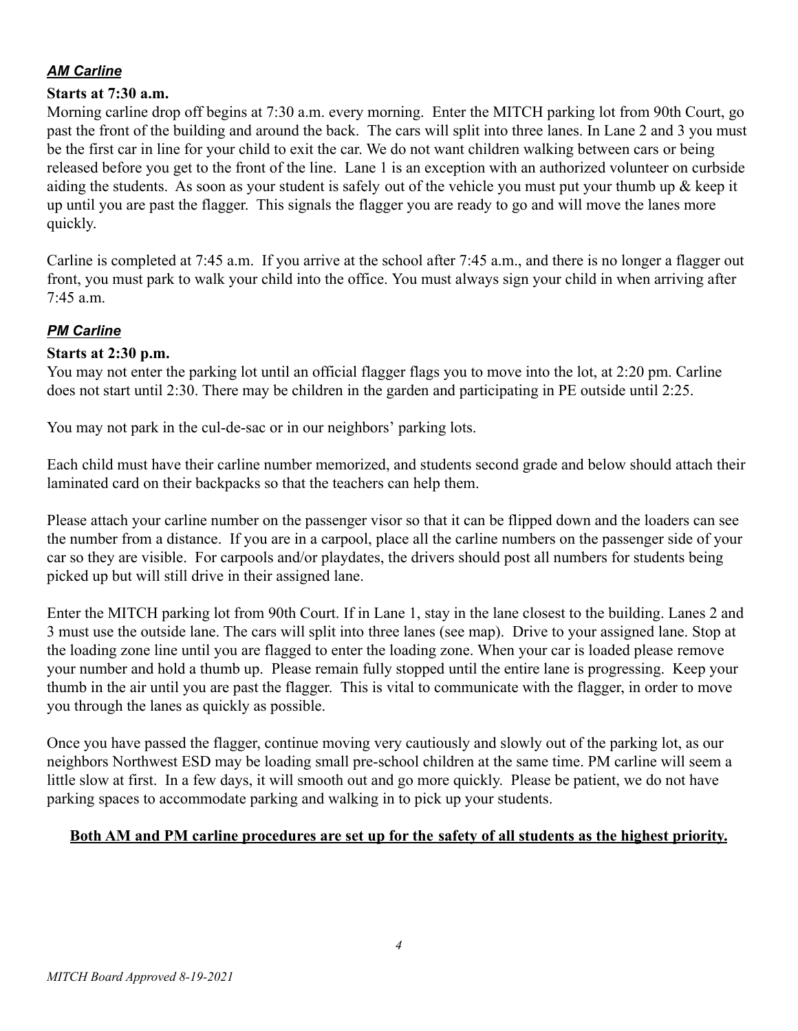### ***AM Carline***

**Starts at 7:30 a.m.**

Morning carline drop off begins at 7:30 a.m. every morning. Enter the MITCH parking lot from 90th Court, go past the front of the building and around the back. The cars will split into three lanes. In Lane 2 and 3 you must be the first car in line for your child to exit the car. We do not want children walking between cars or being released before you get to the front of the line. Lane 1 is an exception with an authorized volunteer on curbside aiding the students. As soon as your student is safely out of the vehicle you must put your thumb up & keep it up until you are past the flagger. This signals the flagger you are ready to go and will move the lanes more quickly.

Carline is completed at 7:45 a.m. If you arrive at the school after 7:45 a.m., and there is no longer a flagger out front, you must park to walk your child into the office. You must always sign your child in when arriving after 7:45 a.m.

### ***PM Carline***

**Starts at 2:30 p.m.**

You may not enter the parking lot until an official flagger flags you to move into the lot, at 2:20 pm. Carline does not start until 2:30. There may be children in the garden and participating in PE outside until 2:25.

You may not park in the cul-de-sac or in our neighbors' parking lots.

Each child must have their carline number memorized, and students second grade and below should attach their laminated card on their backpacks so that the teachers can help them.

Please attach your carline number on the passenger visor so that it can be flipped down and the loaders can see the number from a distance. If you are in a carpool, place all the carline numbers on the passenger side of your car so they are visible. For carpools and/or playdates, the drivers should post all numbers for students being picked up but will still drive in their assigned lane.

Enter the MITCH parking lot from 90th Court. If in Lane 1, stay in the lane closest to the building. Lanes 2 and 3 must use the outside lane. The cars will split into three lanes (see map). Drive to your assigned lane. Stop at the loading zone line until you are flagged to enter the loading zone. When your car is loaded please remove your number and hold a thumb up. Please remain fully stopped until the entire lane is progressing. Keep your thumb in the air until you are past the flagger. This is vital to communicate with the flagger, in order to move you through the lanes as quickly as possible.

Once you have passed the flagger, continue moving very cautiously and slowly out of the parking lot, as our neighbors Northwest ESD may be loading small pre-school children at the same time. PM carline will seem a little slow at first. In a few days, it will smooth out and go more quickly. Please be patient, we do not have parking spaces to accommodate parking and walking in to pick up your students.

**Both AM and PM carline procedures are set up for the safety of all students as the highest priority.**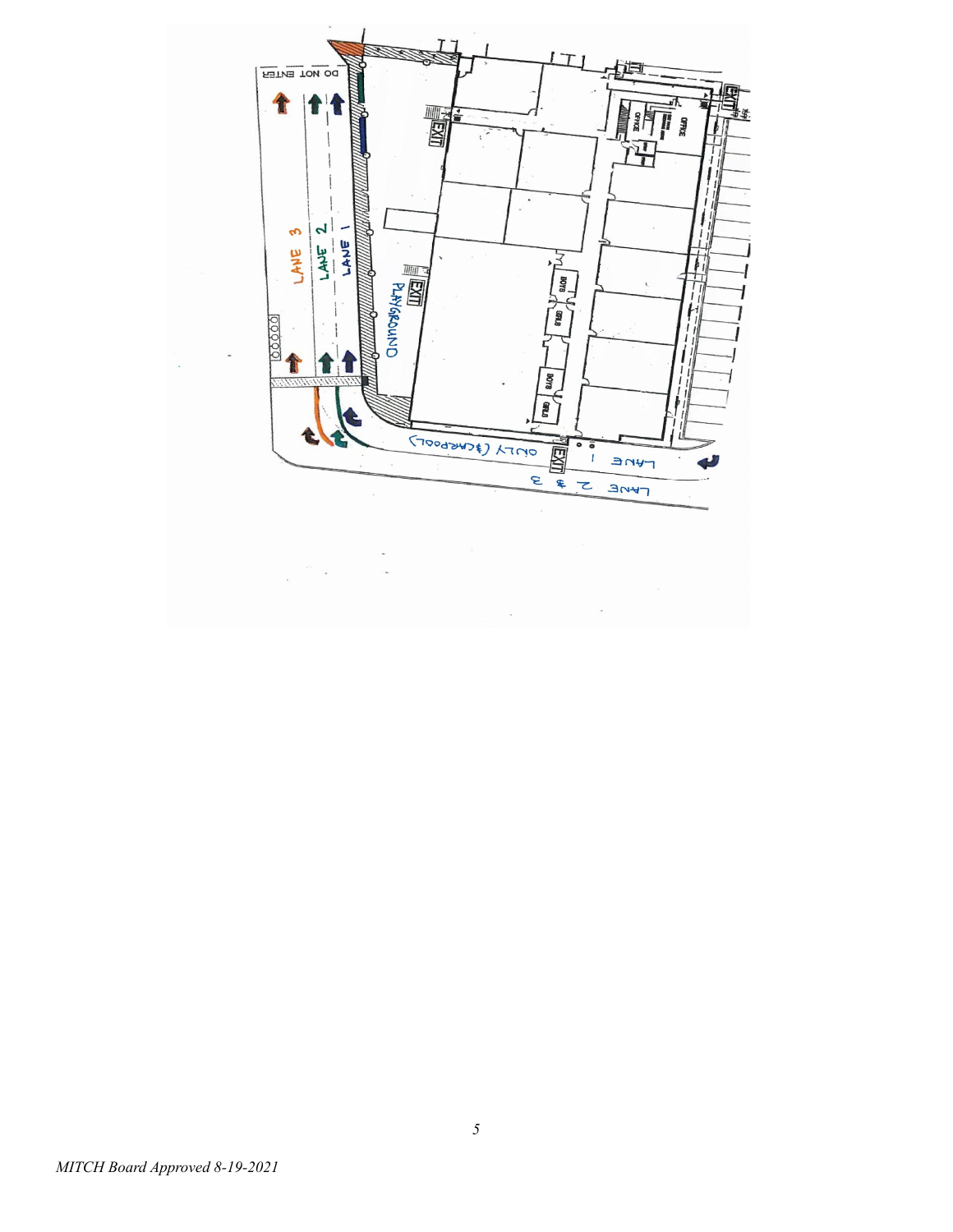DO NOT ENTER

LANE 3

LANE 2

LANE 1

PLAYGROUND

EXIT

EXIT

EXIT

EXIT

OFFICE

OFFICE

BOYS

GIRLS

BOYS

GIRLS

ONLY (&CARPOOL)

LANE 1

LANE 2 & 3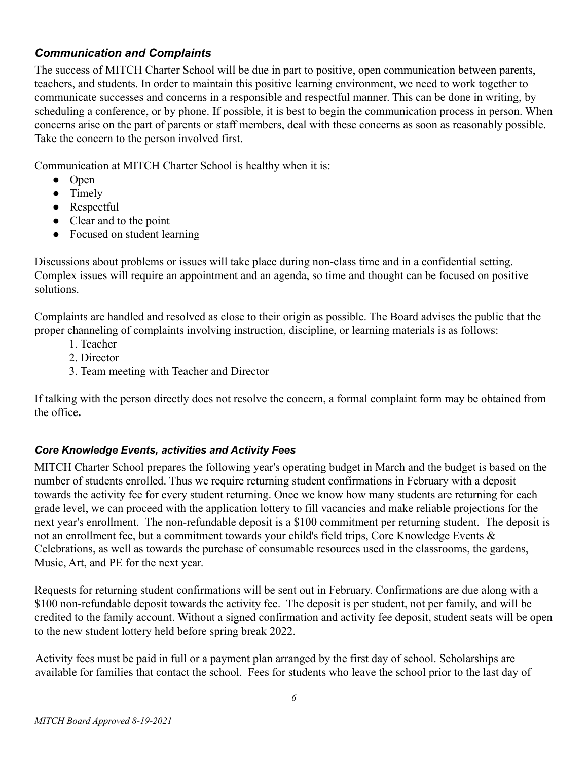### *Communication and Complaints*

The success of MITCH Charter School will be due in part to positive, open communication between parents, teachers, and students. In order to maintain this positive learning environment, we need to work together to communicate successes and concerns in a responsible and respectful manner. This can be done in writing, by scheduling a conference, or by phone. If possible, it is best to begin the communication process in person. When concerns arise on the part of parents or staff members, deal with these concerns as soon as reasonably possible. Take the concern to the person involved first.

Communication at MITCH Charter School is healthy when it is:

- Open
- Timely
- Respectful
- Clear and to the point
- Focused on student learning

Discussions about problems or issues will take place during non-class time and in a confidential setting. Complex issues will require an appointment and an agenda, so time and thought can be focused on positive solutions.

Complaints are handled and resolved as close to their origin as possible. The Board advises the public that the proper channeling of complaints involving instruction, discipline, or learning materials is as follows:

1. Teacher
2. Director
3. Team meeting with Teacher and Director

If talking with the person directly does not resolve the concern, a formal complaint form may be obtained from the office**.**

### *Core Knowledge Events, activities and Activity Fees*

MITCH Charter School prepares the following year's operating budget in March and the budget is based on the number of students enrolled. Thus we require returning student confirmations in February with a deposit towards the activity fee for every student returning. Once we know how many students are returning for each grade level, we can proceed with the application lottery to fill vacancies and make reliable projections for the next year's enrollment. The non-refundable deposit is a $100 commitment per returning student. The deposit is not an enrollment fee, but a commitment towards your child's field trips, Core Knowledge Events & Celebrations, as well as towards the purchase of consumable resources used in the classrooms, the gardens, Music, Art, and PE for the next year.

Requests for returning student confirmations will be sent out in February. Confirmations are due along with a $100 non-refundable deposit towards the activity fee. The deposit is per student, not per family, and will be credited to the family account. Without a signed confirmation and activity fee deposit, student seats will be open to the new student lottery held before spring break 2022.

Activity fees must be paid in full or a payment plan arranged by the first day of school. Scholarships are available for families that contact the school. Fees for students who leave the school prior to the last day of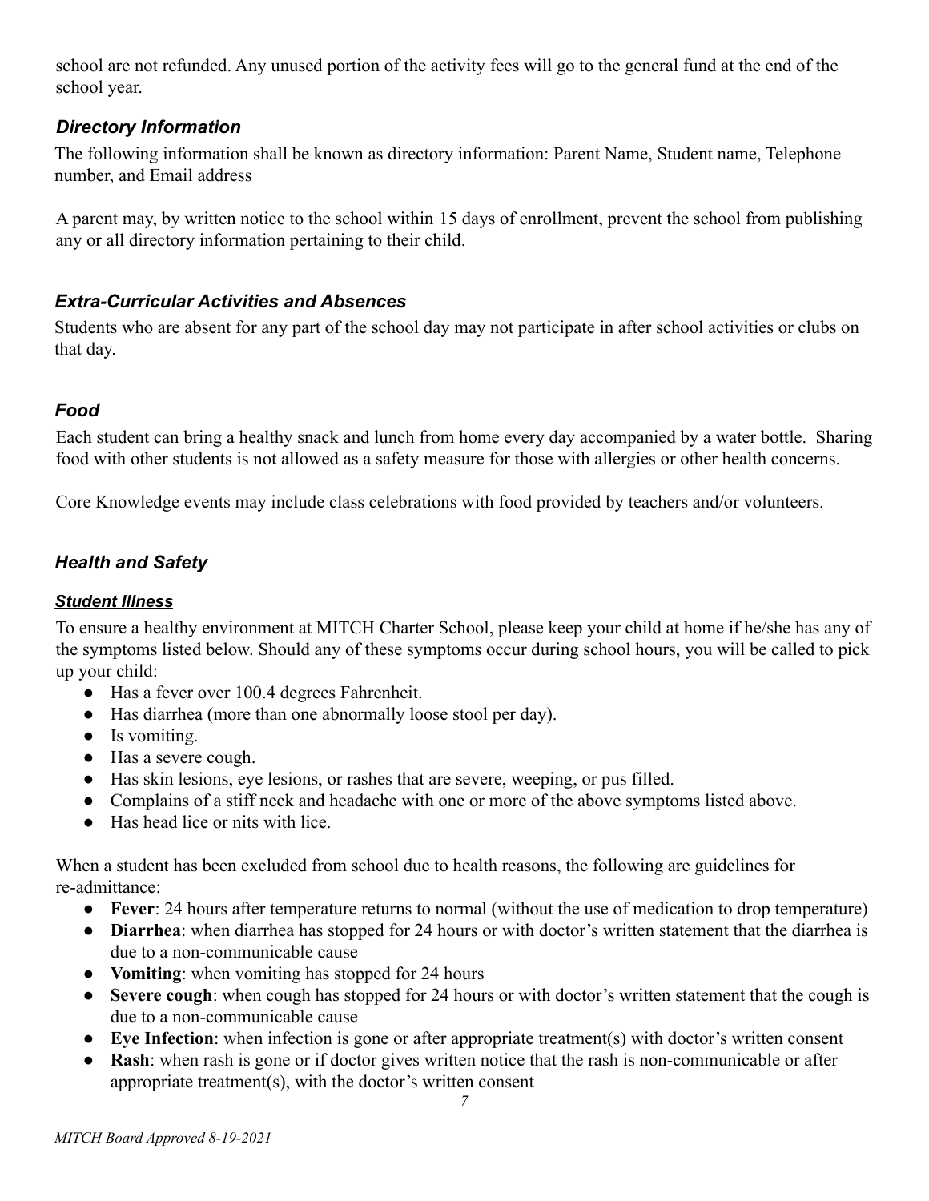school are not refunded. Any unused portion of the activity fees will go to the general fund at the end of the school year.

### *Directory Information*

The following information shall be known as directory information: Parent Name, Student name, Telephone number, and Email address

A parent may, by written notice to the school within 15 days of enrollment, prevent the school from publishing any or all directory information pertaining to their child.

### *Extra-Curricular Activities and Absences*

Students who are absent for any part of the school day may not participate in after school activities or clubs on that day.

### *Food*

Each student can bring a healthy snack and lunch from home every day accompanied by a water bottle. Sharing food with other students is not allowed as a safety measure for those with allergies or other health concerns.

Core Knowledge events may include class celebrations with food provided by teachers and/or volunteers.

### *Health and Safety*

#### ***Student Illness***

To ensure a healthy environment at MITCH Charter School, please keep your child at home if he/she has any of the symptoms listed below. Should any of these symptoms occur during school hours, you will be called to pick up your child:

- Has a fever over 100.4 degrees Fahrenheit.
- Has diarrhea (more than one abnormally loose stool per day).
- Is vomiting.
- Has a severe cough.
- Has skin lesions, eye lesions, or rashes that are severe, weeping, or pus filled.
- Complains of a stiff neck and headache with one or more of the above symptoms listed above.
- Has head lice or nits with lice.

When a student has been excluded from school due to health reasons, the following are guidelines for re-admittance:

- **Fever**: 24 hours after temperature returns to normal (without the use of medication to drop temperature)
- **Diarrhea**: when diarrhea has stopped for 24 hours or with doctor's written statement that the diarrhea is due to a non-communicable cause
- **Vomiting**: when vomiting has stopped for 24 hours
- **Severe cough**: when cough has stopped for 24 hours or with doctor's written statement that the cough is due to a non-communicable cause
- **Eye Infection**: when infection is gone or after appropriate treatment(s) with doctor's written consent
- **Rash**: when rash is gone or if doctor gives written notice that the rash is non-communicable or after appropriate treatment(s), with the doctor's written consent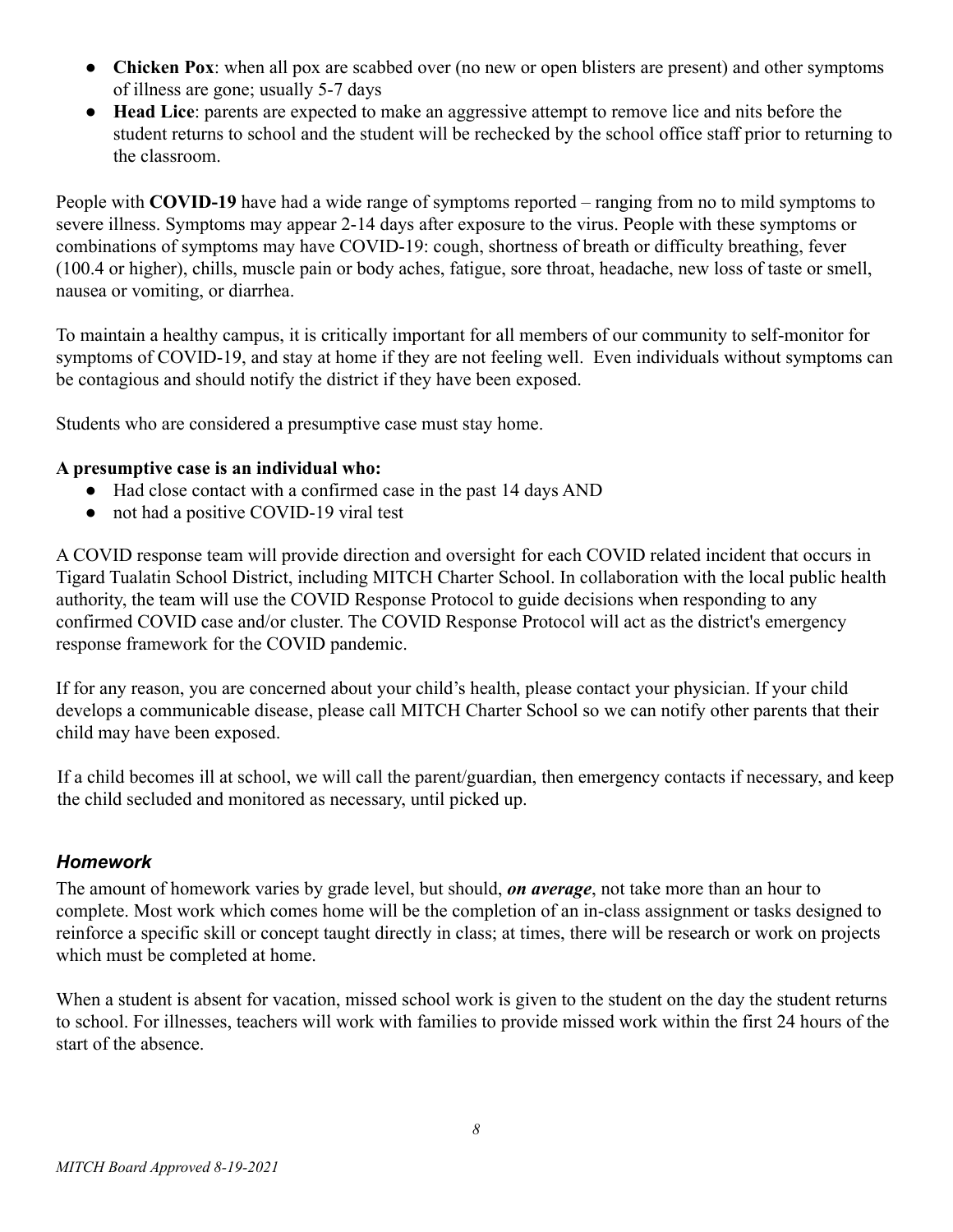- **Chicken Pox**: when all pox are scabbed over (no new or open blisters are present) and other symptoms of illness are gone; usually 5-7 days
- **Head Lice**: parents are expected to make an aggressive attempt to remove lice and nits before the student returns to school and the student will be rechecked by the school office staff prior to returning to the classroom.

People with **COVID-19** have had a wide range of symptoms reported – ranging from no to mild symptoms to severe illness. Symptoms may appear 2-14 days after exposure to the virus. People with these symptoms or combinations of symptoms may have COVID-19: cough, shortness of breath or difficulty breathing, fever (100.4 or higher), chills, muscle pain or body aches, fatigue, sore throat, headache, new loss of taste or smell, nausea or vomiting, or diarrhea.

To maintain a healthy campus, it is critically important for all members of our community to self-monitor for symptoms of COVID-19, and stay at home if they are not feeling well. Even individuals without symptoms can be contagious and should notify the district if they have been exposed.

Students who are considered a presumptive case must stay home.

**A presumptive case is an individual who:**

- Had close contact with a confirmed case in the past 14 days AND
- not had a positive COVID-19 viral test

A COVID response team will provide direction and oversight for each COVID related incident that occurs in Tigard Tualatin School District, including MITCH Charter School. In collaboration with the local public health authority, the team will use the COVID Response Protocol to guide decisions when responding to any confirmed COVID case and/or cluster. The COVID Response Protocol will act as the district's emergency response framework for the COVID pandemic.

If for any reason, you are concerned about your child's health, please contact your physician. If your child develops a communicable disease, please call MITCH Charter School so we can notify other parents that their child may have been exposed.

If a child becomes ill at school, we will call the parent/guardian, then emergency contacts if necessary, and keep the child secluded and monitored as necessary, until picked up.

### *Homework*

The amount of homework varies by grade level, but should, ***on average***, not take more than an hour to complete. Most work which comes home will be the completion of an in-class assignment or tasks designed to reinforce a specific skill or concept taught directly in class; at times, there will be research or work on projects which must be completed at home.

When a student is absent for vacation, missed school work is given to the student on the day the student returns to school. For illnesses, teachers will work with families to provide missed work within the first 24 hours of the start of the absence.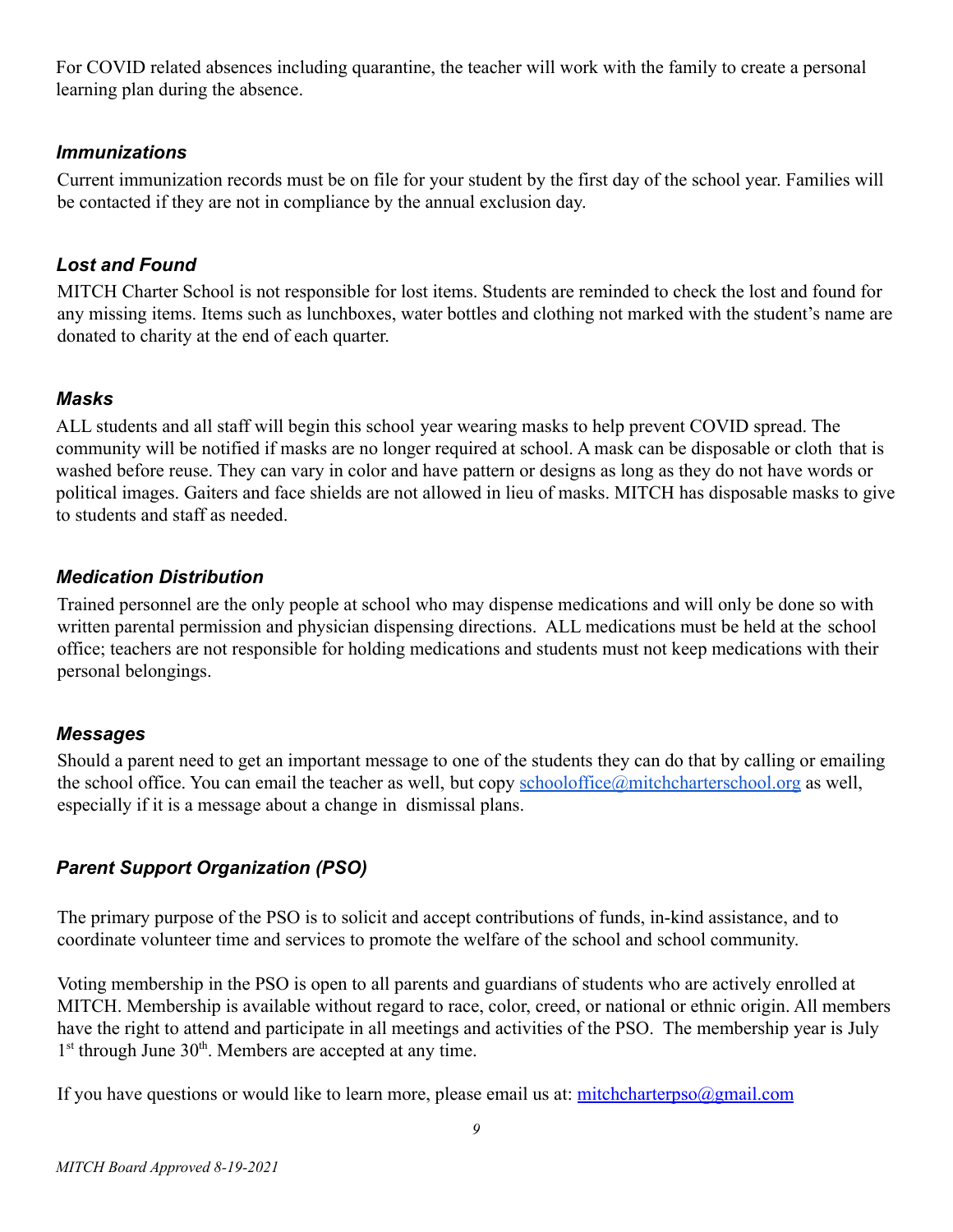For COVID related absences including quarantine, the teacher will work with the family to create a personal learning plan during the absence.

### *Immunizations*

Current immunization records must be on file for your student by the first day of the school year. Families will be contacted if they are not in compliance by the annual exclusion day.

### *Lost and Found*

MITCH Charter School is not responsible for lost items. Students are reminded to check the lost and found for any missing items. Items such as lunchboxes, water bottles and clothing not marked with the student's name are donated to charity at the end of each quarter.

### *Masks*

ALL students and all staff will begin this school year wearing masks to help prevent COVID spread. The community will be notified if masks are no longer required at school. A mask can be disposable or cloth that is washed before reuse. They can vary in color and have pattern or designs as long as they do not have words or political images. Gaiters and face shields are not allowed in lieu of masks. MITCH has disposable masks to give to students and staff as needed.

### *Medication Distribution*

Trained personnel are the only people at school who may dispense medications and will only be done so with written parental permission and physician dispensing directions. ALL medications must be held at the school office; teachers are not responsible for holding medications and students must not keep medications with their personal belongings.

### *Messages*

Should a parent need to get an important message to one of the students they can do that by calling or emailing the school office. You can email the teacher as well, but copy schooloffice@mitchcharterschool.org as well, especially if it is a message about a change in dismissal plans.

### *Parent Support Organization (PSO)*

The primary purpose of the PSO is to solicit and accept contributions of funds, in-kind assistance, and to coordinate volunteer time and services to promote the welfare of the school and school community.

Voting membership in the PSO is open to all parents and guardians of students who are actively enrolled at MITCH. Membership is available without regard to race, color, creed, or national or ethnic origin. All members have the right to attend and participate in all meetings and activities of the PSO. The membership year is July 1st through June 30th. Members are accepted at any time.

If you have questions or would like to learn more, please email us at: mitchcharterpso@gmail.com

*MITCH Board Approved 8-19-2021*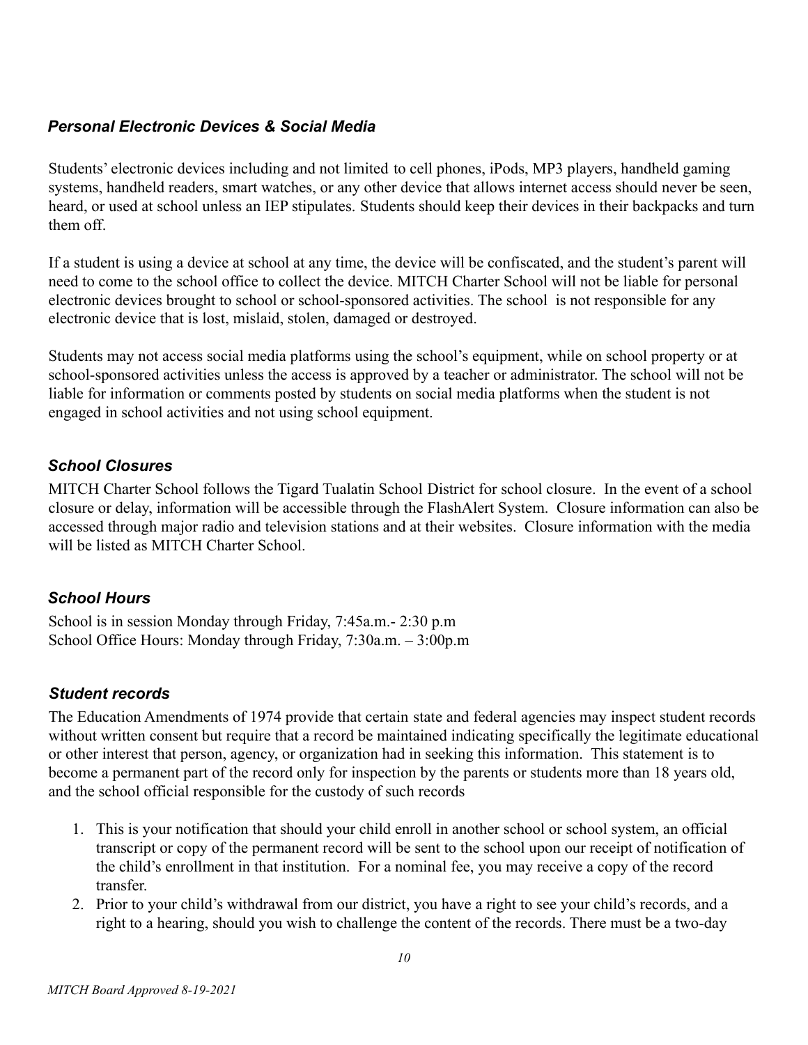### *Personal Electronic Devices & Social Media*

Students' electronic devices including and not limited to cell phones, iPods, MP3 players, handheld gaming systems, handheld readers, smart watches, or any other device that allows internet access should never be seen, heard, or used at school unless an IEP stipulates. Students should keep their devices in their backpacks and turn them off.

If a student is using a device at school at any time, the device will be confiscated, and the student's parent will need to come to the school office to collect the device. MITCH Charter School will not be liable for personal electronic devices brought to school or school-sponsored activities. The school is not responsible for any electronic device that is lost, mislaid, stolen, damaged or destroyed.

Students may not access social media platforms using the school's equipment, while on school property or at school-sponsored activities unless the access is approved by a teacher or administrator. The school will not be liable for information or comments posted by students on social media platforms when the student is not engaged in school activities and not using school equipment.

### *School Closures*

MITCH Charter School follows the Tigard Tualatin School District for school closure. In the event of a school closure or delay, information will be accessible through the FlashAlert System. Closure information can also be accessed through major radio and television stations and at their websites. Closure information with the media will be listed as MITCH Charter School.

### *School Hours*

School is in session Monday through Friday, 7:45a.m.- 2:30 p.m
School Office Hours: Monday through Friday, 7:30a.m. – 3:00p.m

### *Student records*

The Education Amendments of 1974 provide that certain state and federal agencies may inspect student records without written consent but require that a record be maintained indicating specifically the legitimate educational or other interest that person, agency, or organization had in seeking this information. This statement is to become a permanent part of the record only for inspection by the parents or students more than 18 years old, and the school official responsible for the custody of such records

1. This is your notification that should your child enroll in another school or school system, an official transcript or copy of the permanent record will be sent to the school upon our receipt of notification of the child's enrollment in that institution. For a nominal fee, you may receive a copy of the record transfer.
2. Prior to your child's withdrawal from our district, you have a right to see your child's records, and a right to a hearing, should you wish to challenge the content of the records. There must be a two-day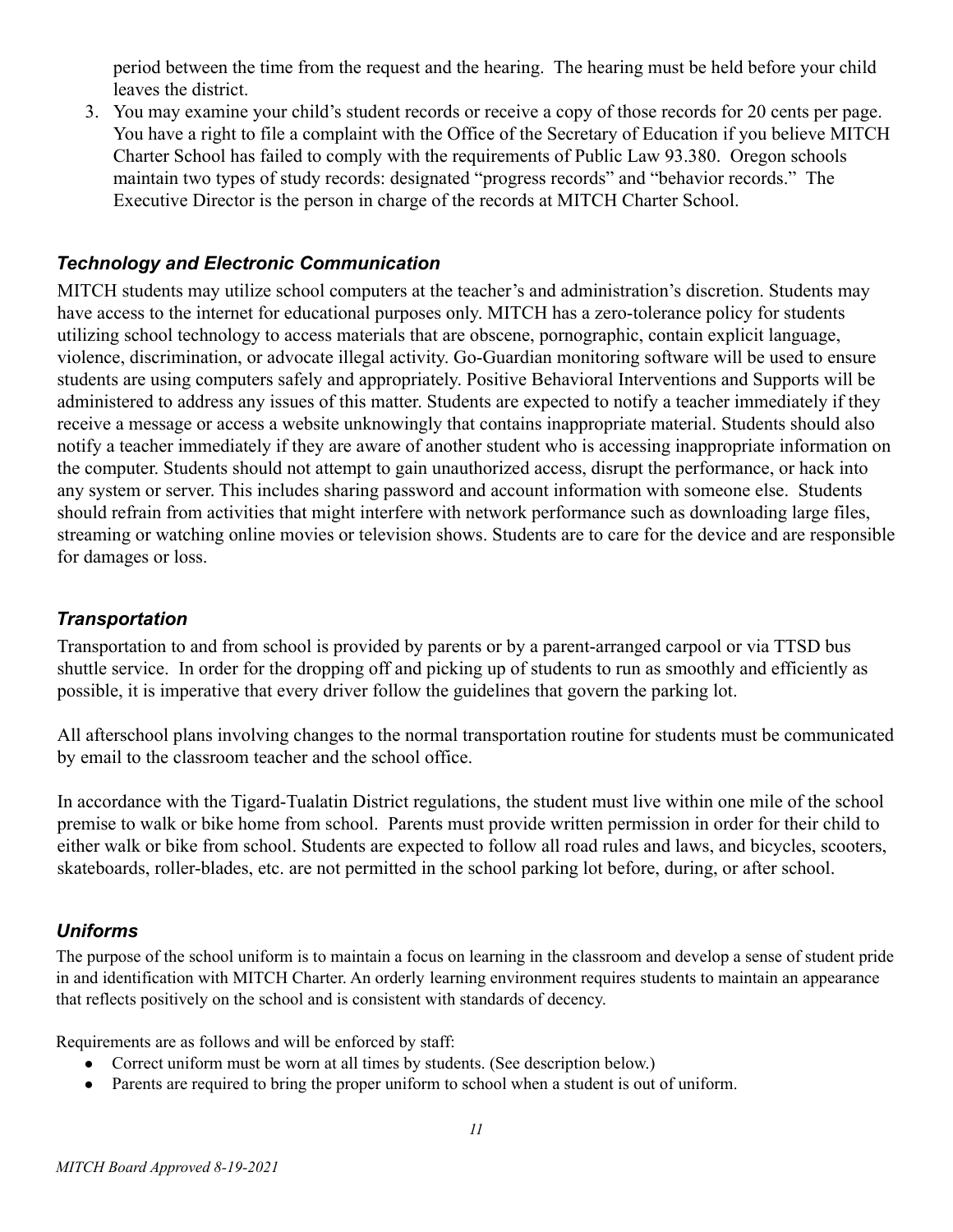period between the time from the request and the hearing. The hearing must be held before your child leaves the district.

3. You may examine your child's student records or receive a copy of those records for 20 cents per page. You have a right to file a complaint with the Office of the Secretary of Education if you believe MITCH Charter School has failed to comply with the requirements of Public Law 93.380. Oregon schools maintain two types of study records: designated "progress records" and "behavior records." The Executive Director is the person in charge of the records at MITCH Charter School.

### *Technology and Electronic Communication*

MITCH students may utilize school computers at the teacher's and administration's discretion. Students may have access to the internet for educational purposes only. MITCH has a zero-tolerance policy for students utilizing school technology to access materials that are obscene, pornographic, contain explicit language, violence, discrimination, or advocate illegal activity. Go-Guardian monitoring software will be used to ensure students are using computers safely and appropriately. Positive Behavioral Interventions and Supports will be administered to address any issues of this matter. Students are expected to notify a teacher immediately if they receive a message or access a website unknowingly that contains inappropriate material. Students should also notify a teacher immediately if they are aware of another student who is accessing inappropriate information on the computer. Students should not attempt to gain unauthorized access, disrupt the performance, or hack into any system or server. This includes sharing password and account information with someone else. Students should refrain from activities that might interfere with network performance such as downloading large files, streaming or watching online movies or television shows. Students are to care for the device and are responsible for damages or loss.

### *Transportation*

Transportation to and from school is provided by parents or by a parent-arranged carpool or via TTSD bus shuttle service. In order for the dropping off and picking up of students to run as smoothly and efficiently as possible, it is imperative that every driver follow the guidelines that govern the parking lot.

All afterschool plans involving changes to the normal transportation routine for students must be communicated by email to the classroom teacher and the school office.

In accordance with the Tigard-Tualatin District regulations, the student must live within one mile of the school premise to walk or bike home from school. Parents must provide written permission in order for their child to either walk or bike from school. Students are expected to follow all road rules and laws, and bicycles, scooters, skateboards, roller-blades, etc. are not permitted in the school parking lot before, during, or after school.

### *Uniforms*

The purpose of the school uniform is to maintain a focus on learning in the classroom and develop a sense of student pride in and identification with MITCH Charter. An orderly learning environment requires students to maintain an appearance that reflects positively on the school and is consistent with standards of decency.

Requirements are as follows and will be enforced by staff:

- Correct uniform must be worn at all times by students. (See description below.)
- Parents are required to bring the proper uniform to school when a student is out of uniform.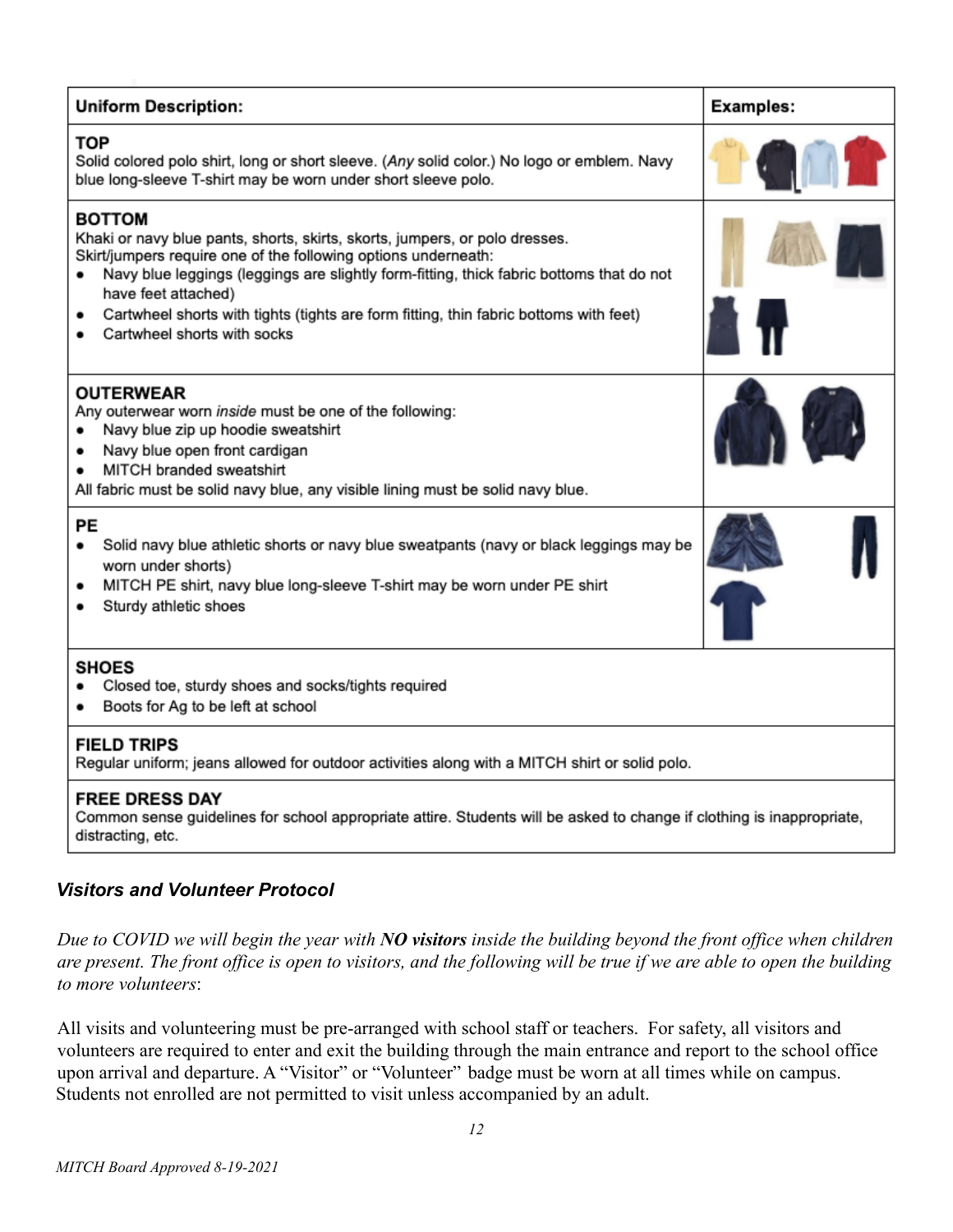| Uniform Description: | Examples: |
|---|---|
| **TOP**<br>Solid colored polo shirt, long or short sleeve. (*Any* solid color.) No logo or emblem. Navy blue long-sleeve T-shirt may be worn under short sleeve polo. | |
| **BOTTOM**<br>Khaki or navy blue pants, shorts, skirts, skorts, jumpers, or polo dresses.<br>Skirt/jumpers require one of the following options underneath:<br>• Navy blue leggings (leggings are slightly form-fitting, thick fabric bottoms that do not have feet attached)<br>• Cartwheel shorts with tights (tights are form fitting, thin fabric bottoms with feet)<br>• Cartwheel shorts with socks | |
| **OUTERWEAR**<br>Any outerwear worn *inside* must be one of the following:<br>• Navy blue zip up hoodie sweatshirt<br>• Navy blue open front cardigan<br>• MITCH branded sweatshirt<br>All fabric must be solid navy blue, any visible lining must be solid navy blue. | |
| **PE**<br>• Solid navy blue athletic shorts or navy blue sweatpants (navy or black leggings may be worn under shorts)<br>• MITCH PE shirt, navy blue long-sleeve T-shirt may be worn under PE shirt<br>• Sturdy athletic shoes | |
| **SHOES**<br>• Closed toe, sturdy shoes and socks/tights required<br>• Boots for Ag to be left at school | |
| **FIELD TRIPS**<br>Regular uniform; jeans allowed for outdoor activities along with a MITCH shirt or solid polo. | |
| **FREE DRESS DAY**<br>Common sense guidelines for school appropriate attire. Students will be asked to change if clothing is inappropriate, distracting, etc. | |

### *Visitors and Volunteer Protocol*

*Due to COVID we will begin the year with **NO visitors** inside the building beyond the front office when children are present. The front office is open to visitors, and the following will be true if we are able to open the building to more volunteers*:

All visits and volunteering must be pre-arranged with school staff or teachers. For safety, all visitors and volunteers are required to enter and exit the building through the main entrance and report to the school office upon arrival and departure. A "Visitor" or "Volunteer" badge must be worn at all times while on campus. Students not enrolled are not permitted to visit unless accompanied by an adult.

*MITCH Board Approved 8-19-2021*